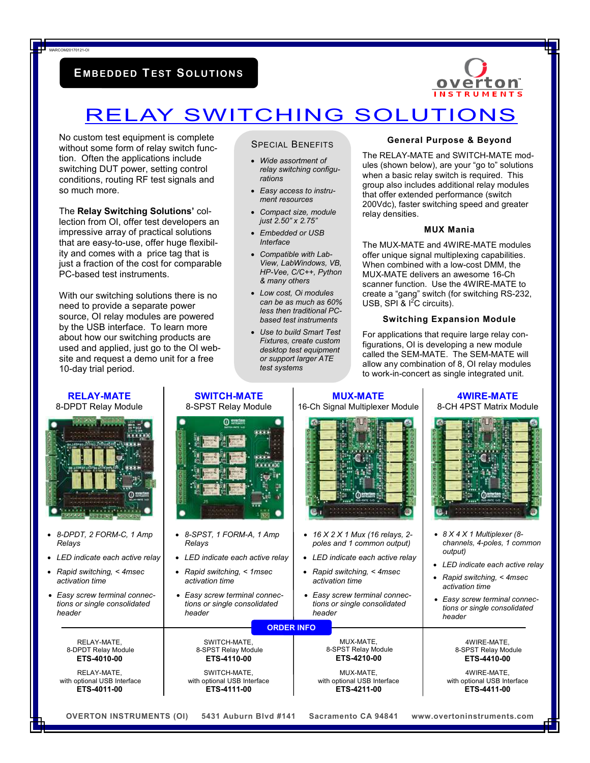MARCOM20170121-OI

**EMBEDDED TEST SOLUTIONS**

overton INSTRUMENTS

# RELAY SWITCHING SOLUTIONS

No custom test equipment is complete without some form of relay switch function. Often the applications include switching DUT power, setting control conditions, routing RF test signals and so much more.

The **Relay Switching Solutions'** collection from OI, offer test developers an impressive array of practical solutions that are easy-to-use, offer huge flexibility and comes with a price tag that is just a fraction of the cost for comparable PC-based test instruments.

With our switching solutions there is no need to provide a separate power source, OI relay modules are powered by the USB interface. To learn more about how our switching products are used and applied, just go to the OI website and request a demo unit for a free 10-day trial period.

## SPECIAL BENEFITS

- *Wide assortment of relay switching configurations*
- *Easy access to instrument resources*
- *Compact size, module just 2.50" x 2.75"*
- *Embedded or USB Interface*
- *Compatible with LabView, LabWindows, VB, HP-Vee, C/C++, Python & many others*
- *Low cost, Oi modules can be as much as 60% less then traditional PC-based test instruments*
- *Use to build Smart Test Fixtures, create custom desktop test equipment or support larger ATE test systems*

### General Purpose & Beyond

The RELAY-MATE and SWITCH-MATE modules (shown below), are your "go to" solutions when a basic relay switch is required. This group also includes additional relay modules that offer extended performance (switch 200Vdc), faster switching speed and greater relay densities.

### MUX Mania

The MUX-MATE and 4WIRE-MATE modules offer unique signal multiplexing capabilities. When combined with a low-cost DMM, the MUX-MATE delivers an awesome 16-Ch scanner function. Use the 4WIRE-MATE to create a "gang" switch (for switching RS-232, USB, SPI & $I^2C$ circuits).

### Switching Expansion Module

For applications that require large relay configurations, OI is developing a new module called the SEM-MATE. The SEM-MATE will allow any combination of 8, OI relay modules to work-in-concert as single integrated unit.

## RELAY-MATE
8-DPDT Relay Module

- *8-DPDT, 2 FORM-C, 1 Amp Relays*
- *LED indicate each active relay*
- *Rapid switching, < 4msec activation time*
- *Easy screw terminal connections or single consolidated header*

## SWITCH-MATE
8-SPST Relay Module

- *8-SPST, 1 FORM-A, 1 Amp Relays*
- *LED indicate each active relay*
- *Rapid switching, < 1msec activation time*
- *Easy screw terminal connections or single consolidated header*

## MUX-MATE
16-Ch Signal Multiplexer Module

- *16 X 2 X 1 Mux (16 relays, 2-poles and 1 common output)*
- *LED indicate each active relay*
- *Rapid switching, < 4msec activation time*
- *Easy screw terminal connections or single consolidated header*

## 4WIRE-MATE
8-CH 4PST Matrix Module

- *8 X 4 X 1 Multiplexer (8-channels, 4-poles, 1 common output)*
- *LED indicate each active relay*
- *Rapid switching, < 4msec activation time*
- *Easy screw terminal connections or single consolidated header*

## ORDER INFO

| RELAY-MATE | SWITCH-MATE | MUX-MATE | 4WIRE-MATE |
|---|---|---|---|
| RELAY-MATE, 8-DPDT Relay Module **ETS-4010-00** | SWITCH-MATE, 8-SPST Relay Module **ETS-4110-00** | MUX-MATE, 8-SPST Relay Module **ETS-4210-00** | 4WIRE-MATE, 8-SPST Relay Module **ETS-4410-00** |
| RELAY-MATE, with optional USB Interface **ETS-4011-00** | SWITCH-MATE, with optional USB Interface **ETS-4111-00** | MUX-MATE, with optional USB Interface **ETS-4211-00** | 4WIRE-MATE, with optional USB Interface **ETS-4411-00** |

OVERTON INSTRUMENTS (OI) 5431 Auburn Blvd #141 Sacramento CA 94841 www.overtoninstruments.com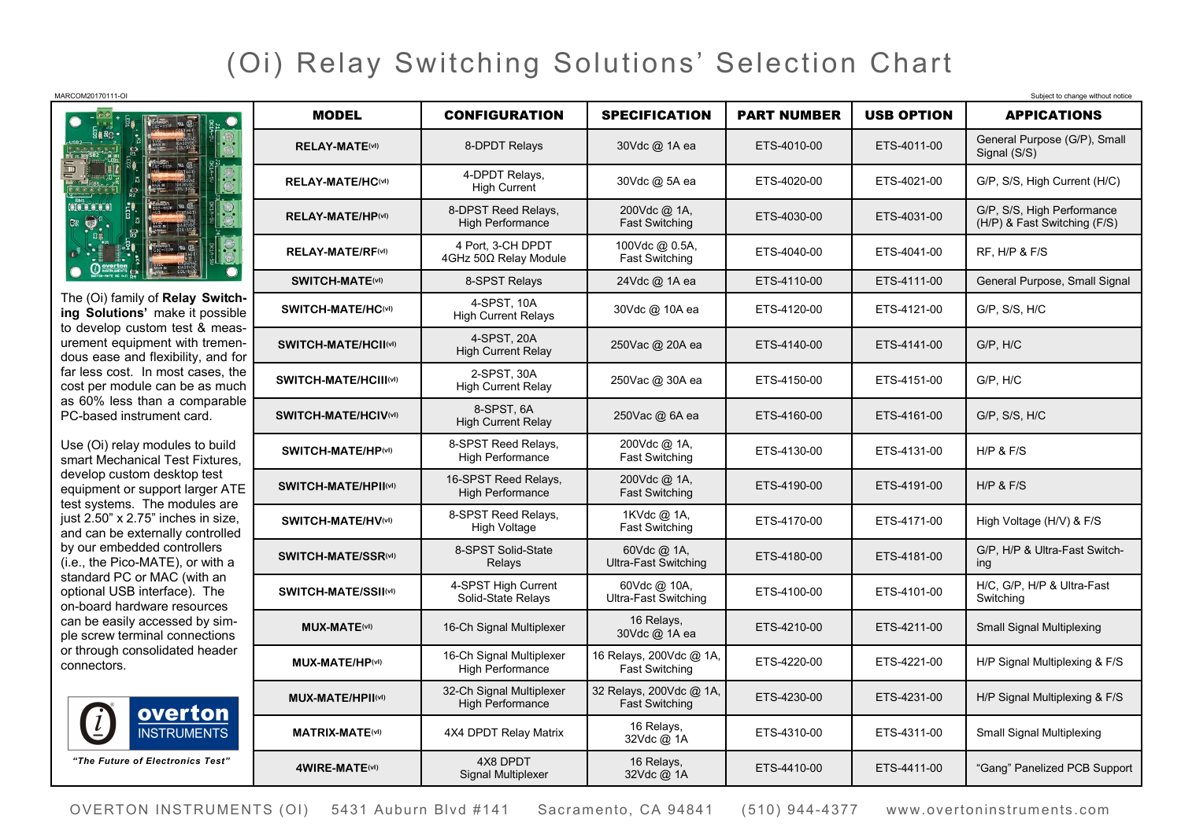# (Oi) Relay Switching Solutions' Selection Chart

MARCOM20170111-OI

Subject to change without notice

The (Oi) family of **Relay Switching Solutions'** make it possible to develop custom test & measurement equipment with tremendous ease and flexibility, and for far less cost. In most cases, the cost per module can be as much as 60% less than a comparable PC-based instrument card.

Use (Oi) relay modules to build smart Mechanical Test Fixtures, develop custom desktop test equipment or support larger ATE test systems. The modules are just 2.50" x 2.75" inches in size, and can be externally controlled by our embedded controllers (i.e., the Pico-MATE), or with a standard PC or MAC (with an optional USB interface). The on-board hardware resources can be easily accessed by simple screw terminal connections or through consolidated header connectors.

**overton** INSTRUMENTS

*"The Future of Electronics Test"*

| MODEL | CONFIGURATION | SPECIFICATION | PART NUMBER | USB OPTION | APPICATIONS |
|---|---|---|---|---|---|
| RELAY-MATE(vi) | 8-DPDT Relays | 30Vdc @ 1A ea | ETS-4010-00 | ETS-4011-00 | General Purpose (G/P), Small Signal (S/S) |
| RELAY-MATE/HC(vi) | 4-DPDT Relays, High Current | 30Vdc @ 5A ea | ETS-4020-00 | ETS-4021-00 | G/P, S/S, High Current (H/C) |
| RELAY-MATE/HP(vi) | 8-DPST Reed Relays, High Performance | 200Vdc @ 1A, Fast Switching | ETS-4030-00 | ETS-4031-00 | G/P, S/S, High Performance (H/P) & Fast Switching (F/S) |
| RELAY-MATE/RF(vi) | 4 Port, 3-CH DPDT 4GHz 50Ω Relay Module | 100Vdc @ 0.5A, Fast Switching | ETS-4040-00 | ETS-4041-00 | RF, H/P & F/S |
| SWITCH-MATE(vi) | 8-SPST Relays | 24Vdc @ 1A ea | ETS-4110-00 | ETS-4111-00 | General Purpose, Small Signal |
| SWITCH-MATE/HC(vi) | 4-SPST, 10A High Current Relays | 30Vdc @ 10A ea | ETS-4120-00 | ETS-4121-00 | G/P, S/S, H/C |
| SWITCH-MATE/HCII(vi) | 4-SPST, 20A High Current Relay | 250Vac @ 20A ea | ETS-4140-00 | ETS-4141-00 | G/P, H/C |
| SWITCH-MATE/HCIII(vi) | 2-SPST, 30A High Current Relay | 250Vac @ 30A ea | ETS-4150-00 | ETS-4151-00 | G/P, H/C |
| SWITCH-MATE/HCIV(vi) | 8-SPST, 6A High Current Relay | 250Vac @ 6A ea | ETS-4160-00 | ETS-4161-00 | G/P, S/S, H/C |
| SWITCH-MATE/HP(vi) | 8-SPST Reed Relays, High Performance | 200Vdc @ 1A, Fast Switching | ETS-4130-00 | ETS-4131-00 | H/P & F/S |
| SWITCH-MATE/HPII(vi) | 16-SPST Reed Relays, High Performance | 200Vdc @ 1A, Fast Switching | ETS-4190-00 | ETS-4191-00 | H/P & F/S |
| SWITCH-MATE/HV(vi) | 8-SPST Reed Relays, High Voltage | 1KVdc @ 1A, Fast Switching | ETS-4170-00 | ETS-4171-00 | High Voltage (H/V) & F/S |
| SWITCH-MATE/SSR(vi) | 8-SPST Solid-State Relays | 60Vdc @ 1A, Ultra-Fast Switching | ETS-4180-00 | ETS-4181-00 | G/P, H/P & Ultra-Fast Switching |
| SWITCH-MATE/SSII(vi) | 4-SPST High Current Solid-State Relays | 60Vdc @ 10A, Ultra-Fast Switching | ETS-4100-00 | ETS-4101-00 | H/C, G/P, H/P & Ultra-Fast Switching |
| MUX-MATE(vi) | 16-Ch Signal Multiplexer | 16 Relays, 30Vdc @ 1A ea | ETS-4210-00 | ETS-4211-00 | Small Signal Multiplexing |
| MUX-MATE/HP(vi) | 16-Ch Signal Multiplexer High Performance | 16 Relays, 200Vdc @ 1A, Fast Switching | ETS-4220-00 | ETS-4221-00 | H/P Signal Multiplexing & F/S |
| MUX-MATE/HPII(vi) | 32-Ch Signal Multiplexer High Performance | 32 Relays, 200Vdc @ 1A, Fast Switching | ETS-4230-00 | ETS-4231-00 | H/P Signal Multiplexing & F/S |
| MATRIX-MATE(vi) | 4X4 DPDT Relay Matrix | 16 Relays, 32Vdc @ 1A | ETS-4310-00 | ETS-4311-00 | Small Signal Multiplexing |
| 4WIRE-MATE(vi) | 4X8 DPDT Signal Multiplexer | 16 Relays, 32Vdc @ 1A | ETS-4410-00 | ETS-4411-00 | "Gang" Panelized PCB Support |

OVERTON INSTRUMENTS (OI)   5431 Auburn Blvd #141   Sacramento, CA 94841   (510) 944-4377   www.overtoninstruments.com